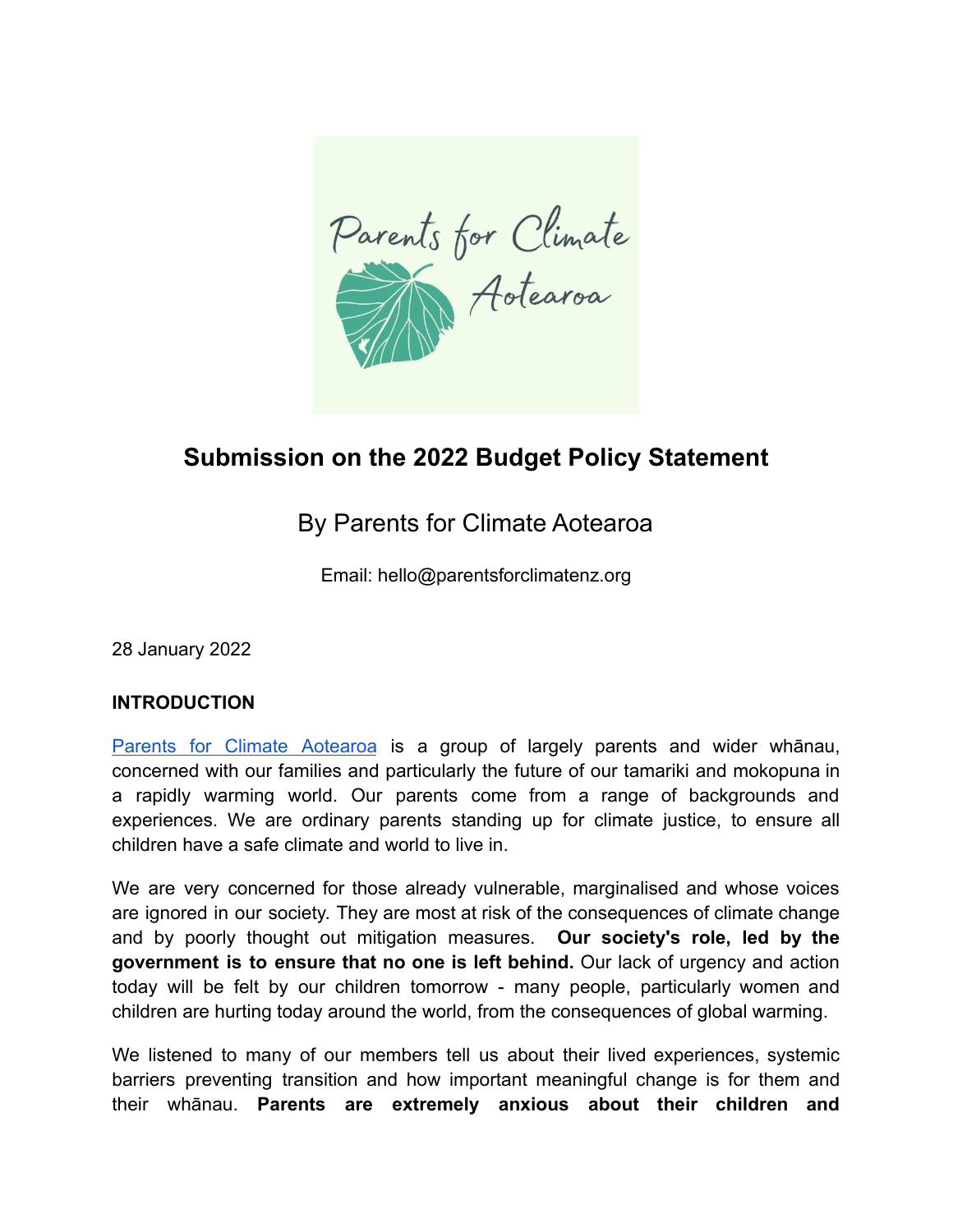# Submission on the 2022 Budget Policy Statement

By Parents for Climate Aotearoa

Email: hello@parentsforclimatenz.org

28 January 2022

## INTRODUCTION

Parents for Climate Aotearoa is a group of largely parents and wider whānau, concerned with our families and particularly the future of our tamariki and mokopuna in a rapidly warming world. Our parents come from a range of backgrounds and experiences. We are ordinary parents standing up for climate justice, to ensure all children have a safe climate and world to live in.

We are very concerned for those already vulnerable, marginalised and whose voices are ignored in our society. They are most at risk of the consequences of climate change and by poorly thought out mitigation measures. **Our society's role, led by the government is to ensure that no one is left behind.** Our lack of urgency and action today will be felt by our children tomorrow - many people, particularly women and children are hurting today around the world, from the consequences of global warming.

We listened to many of our members tell us about their lived experiences, systemic barriers preventing transition and how important meaningful change is for them and their whānau. **Parents are extremely anxious about their children and**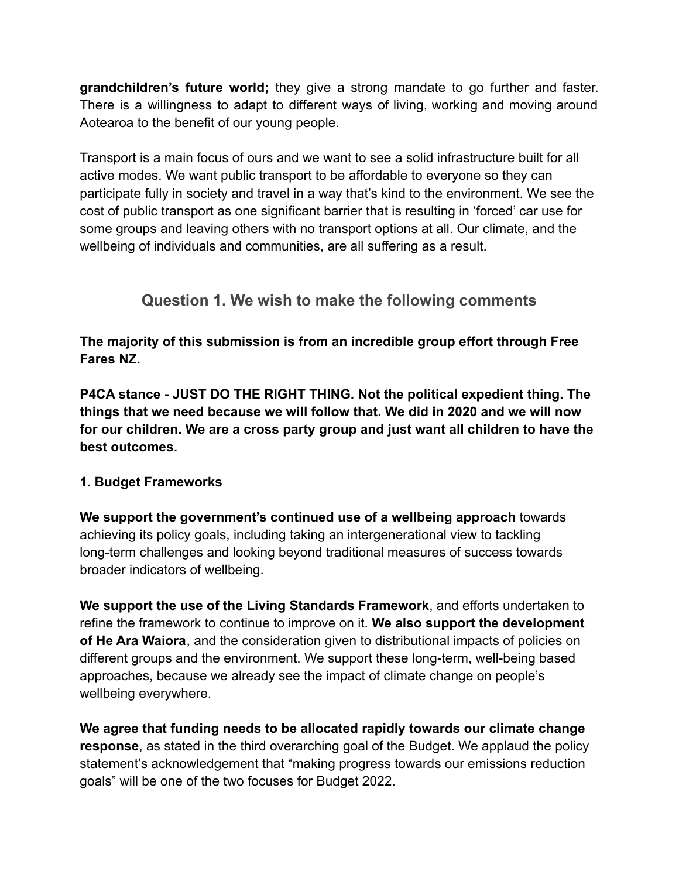**grandchildren's future world;** they give a strong mandate to go further and faster. There is a willingness to adapt to different ways of living, working and moving around Aotearoa to the benefit of our young people.

Transport is a main focus of ours and we want to see a solid infrastructure built for all active modes. We want public transport to be affordable to everyone so they can participate fully in society and travel in a way that's kind to the environment. We see the cost of public transport as one significant barrier that is resulting in 'forced' car use for some groups and leaving others with no transport options at all. Our climate, and the wellbeing of individuals and communities, are all suffering as a result.

## Question 1. We wish to make the following comments

**The majority of this submission is from an incredible group effort through Free Fares NZ.**

**P4CA stance - JUST DO THE RIGHT THING. Not the political expedient thing. The things that we need because we will follow that. We did in 2020 and we will now for our children. We are a cross party group and just want all children to have the best outcomes.**

**1. Budget Frameworks**

**We support the government's continued use of a wellbeing approach** towards achieving its policy goals, including taking an intergenerational view to tackling long-term challenges and looking beyond traditional measures of success towards broader indicators of wellbeing.

**We support the use of the Living Standards Framework**, and efforts undertaken to refine the framework to continue to improve on it. **We also support the development of He Ara Waiora**, and the consideration given to distributional impacts of policies on different groups and the environment. We support these long-term, well-being based approaches, because we already see the impact of climate change on people's wellbeing everywhere.

**We agree that funding needs to be allocated rapidly towards our climate change response**, as stated in the third overarching goal of the Budget. We applaud the policy statement's acknowledgement that "making progress towards our emissions reduction goals" will be one of the two focuses for Budget 2022.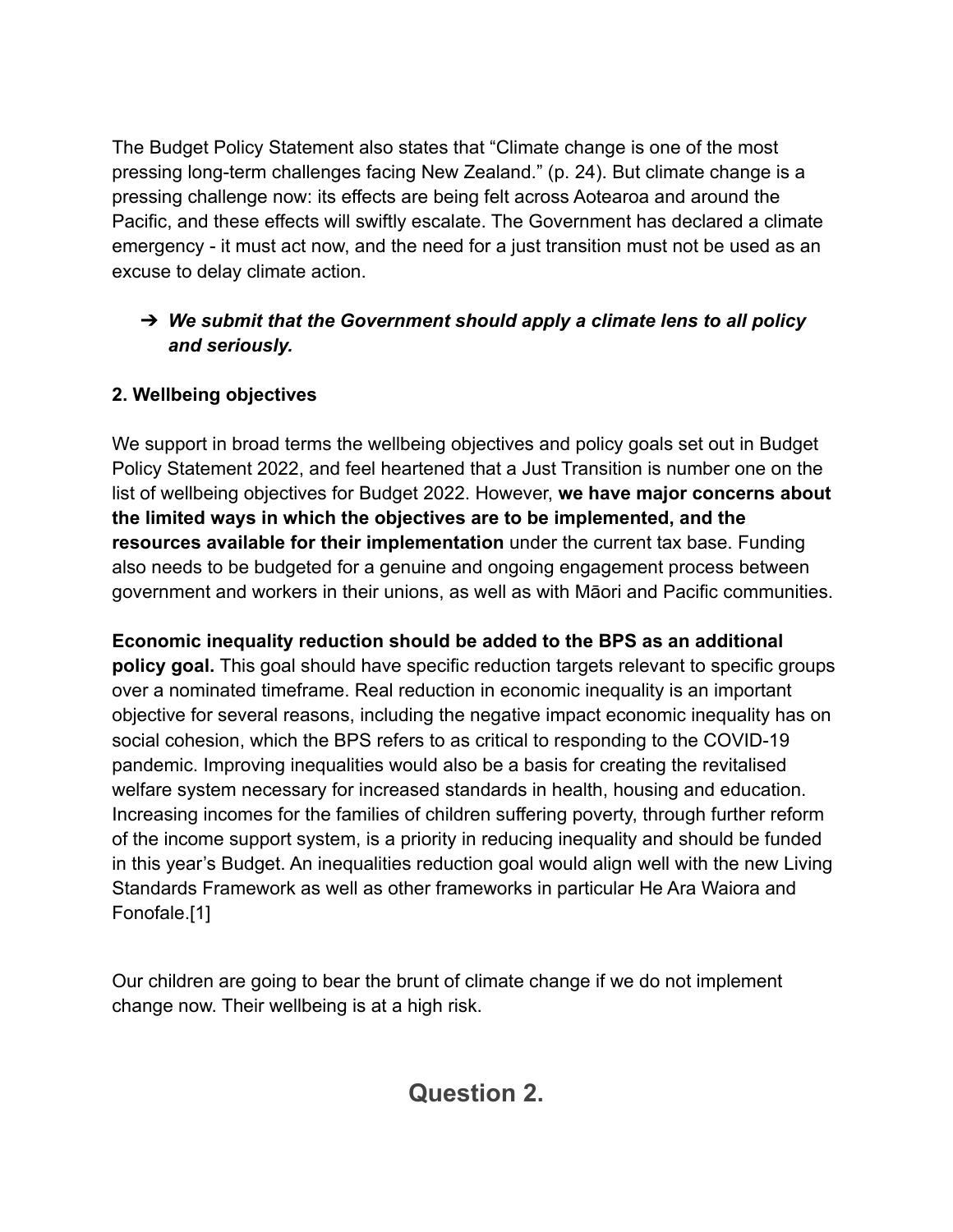The Budget Policy Statement also states that "Climate change is one of the most pressing long-term challenges facing New Zealand." (p. 24). But climate change is a pressing challenge now: its effects are being felt across Aotearoa and around the Pacific, and these effects will swiftly escalate. The Government has declared a climate emergency - it must act now, and the need for a just transition must not be used as an excuse to delay climate action.

➔ ***We submit that the Government should apply a climate lens to all policy and seriously.***

**2. Wellbeing objectives**

We support in broad terms the wellbeing objectives and policy goals set out in Budget Policy Statement 2022, and feel heartened that a Just Transition is number one on the list of wellbeing objectives for Budget 2022. However, **we have major concerns about the limited ways in which the objectives are to be implemented, and the resources available for their implementation** under the current tax base. Funding also needs to be budgeted for a genuine and ongoing engagement process between government and workers in their unions, as well as with Māori and Pacific communities.

**Economic inequality reduction should be added to the BPS as an additional policy goal.** This goal should have specific reduction targets relevant to specific groups over a nominated timeframe. Real reduction in economic inequality is an important objective for several reasons, including the negative impact economic inequality has on social cohesion, which the BPS refers to as critical to responding to the COVID-19 pandemic. Improving inequalities would also be a basis for creating the revitalised welfare system necessary for increased standards in health, housing and education. Increasing incomes for the families of children suffering poverty, through further reform of the income support system, is a priority in reducing inequality and should be funded in this year's Budget. An inequalities reduction goal would align well with the new Living Standards Framework as well as other frameworks in particular He Ara Waiora and Fonofale.[1]

Our children are going to bear the brunt of climate change if we do not implement change now. Their wellbeing is at a high risk.

## Question 2.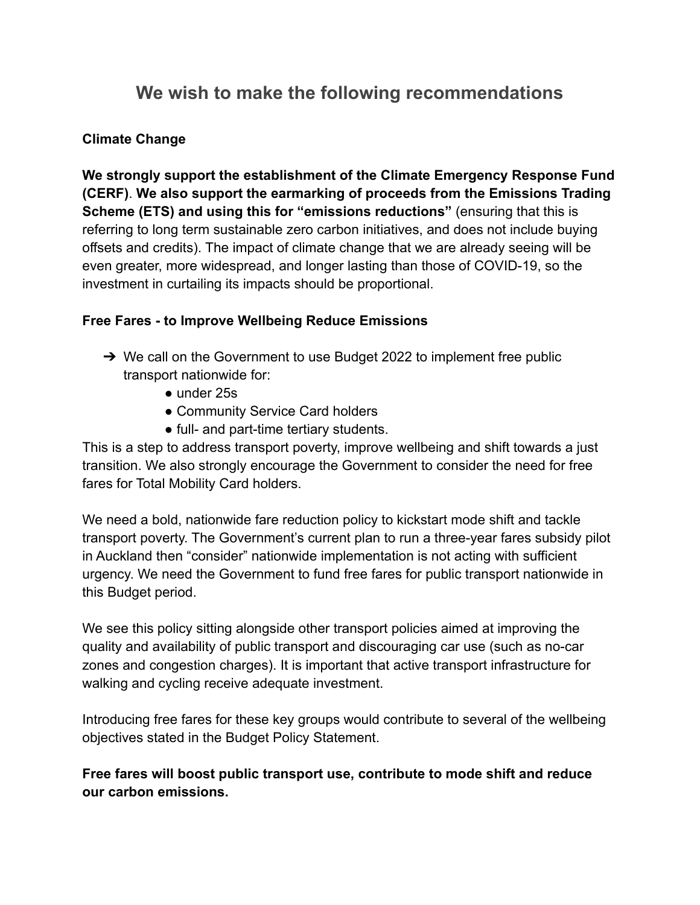# We wish to make the following recommendations

**Climate Change**

**We strongly support the establishment of the Climate Emergency Response Fund (CERF)**. **We also support the earmarking of proceeds from the Emissions Trading Scheme (ETS) and using this for "emissions reductions"** (ensuring that this is referring to long term sustainable zero carbon initiatives, and does not include buying offsets and credits). The impact of climate change that we are already seeing will be even greater, more widespread, and longer lasting than those of COVID-19, so the investment in curtailing its impacts should be proportional.

**Free Fares - to Improve Wellbeing Reduce Emissions**

➔ We call on the Government to use Budget 2022 to implement free public transport nationwide for:
  - under 25s
  - Community Service Card holders
  - full- and part-time tertiary students.

This is a step to address transport poverty, improve wellbeing and shift towards a just transition. We also strongly encourage the Government to consider the need for free fares for Total Mobility Card holders.

We need a bold, nationwide fare reduction policy to kickstart mode shift and tackle transport poverty. The Government's current plan to run a three-year fares subsidy pilot in Auckland then "consider" nationwide implementation is not acting with sufficient urgency. We need the Government to fund free fares for public transport nationwide in this Budget period.

We see this policy sitting alongside other transport policies aimed at improving the quality and availability of public transport and discouraging car use (such as no-car zones and congestion charges). It is important that active transport infrastructure for walking and cycling receive adequate investment.

Introducing free fares for these key groups would contribute to several of the wellbeing objectives stated in the Budget Policy Statement.

**Free fares will boost public transport use, contribute to mode shift and reduce our carbon emissions.**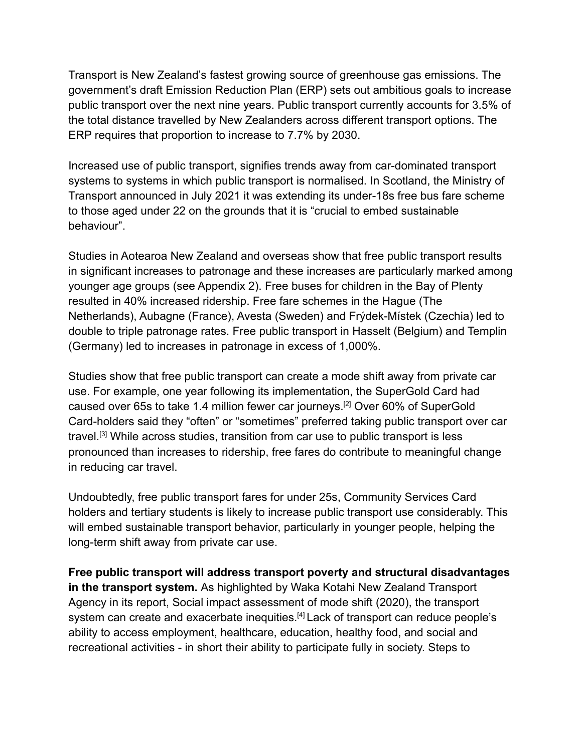Transport is New Zealand's fastest growing source of greenhouse gas emissions. The government's draft Emission Reduction Plan (ERP) sets out ambitious goals to increase public transport over the next nine years. Public transport currently accounts for 3.5% of the total distance travelled by New Zealanders across different transport options. The ERP requires that proportion to increase to 7.7% by 2030.

Increased use of public transport, signifies trends away from car-dominated transport systems to systems in which public transport is normalised. In Scotland, the Ministry of Transport announced in July 2021 it was extending its under-18s free bus fare scheme to those aged under 22 on the grounds that it is "crucial to embed sustainable behaviour".

Studies in Aotearoa New Zealand and overseas show that free public transport results in significant increases to patronage and these increases are particularly marked among younger age groups (see Appendix 2). Free buses for children in the Bay of Plenty resulted in 40% increased ridership. Free fare schemes in the Hague (The Netherlands), Aubagne (France), Avesta (Sweden) and Frýdek-Místek (Czechia) led to double to triple patronage rates. Free public transport in Hasselt (Belgium) and Templin (Germany) led to increases in patronage in excess of 1,000%.

Studies show that free public transport can create a mode shift away from private car use. For example, one year following its implementation, the SuperGold Card had caused over 65s to take 1.4 million fewer car journeys.[2] Over 60% of SuperGold Card-holders said they "often" or "sometimes" preferred taking public transport over car travel.[3] While across studies, transition from car use to public transport is less pronounced than increases to ridership, free fares do contribute to meaningful change in reducing car travel.

Undoubtedly, free public transport fares for under 25s, Community Services Card holders and tertiary students is likely to increase public transport use considerably. This will embed sustainable transport behavior, particularly in younger people, helping the long-term shift away from private car use.

**Free public transport will address transport poverty and structural disadvantages in the transport system.** As highlighted by Waka Kotahi New Zealand Transport Agency in its report, Social impact assessment of mode shift (2020), the transport system can create and exacerbate inequities.[4] Lack of transport can reduce people's ability to access employment, healthcare, education, healthy food, and social and recreational activities - in short their ability to participate fully in society. Steps to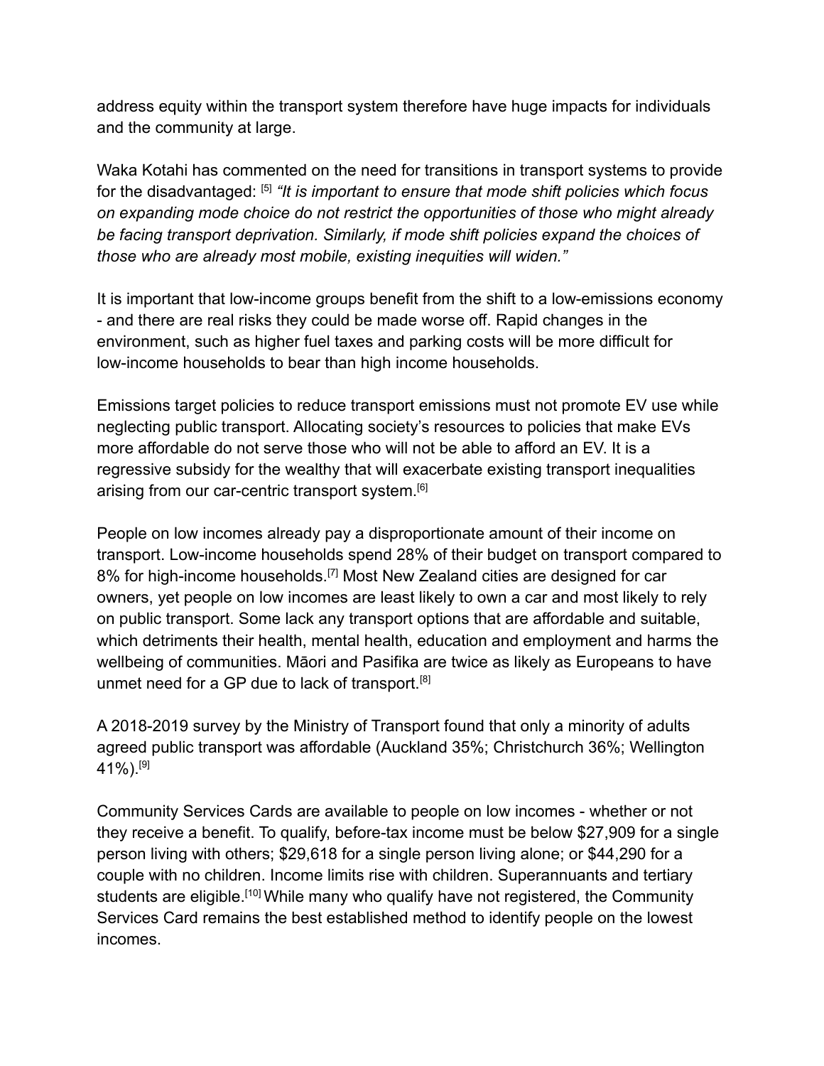address equity within the transport system therefore have huge impacts for individuals and the community at large.

Waka Kotahi has commented on the need for transitions in transport systems to provide for the disadvantaged: [5] *"It is important to ensure that mode shift policies which focus on expanding mode choice do not restrict the opportunities of those who might already be facing transport deprivation. Similarly, if mode shift policies expand the choices of those who are already most mobile, existing inequities will widen."*

It is important that low-income groups benefit from the shift to a low-emissions economy - and there are real risks they could be made worse off. Rapid changes in the environment, such as higher fuel taxes and parking costs will be more difficult for low-income households to bear than high income households.

Emissions target policies to reduce transport emissions must not promote EV use while neglecting public transport. Allocating society's resources to policies that make EVs more affordable do not serve those who will not be able to afford an EV. It is a regressive subsidy for the wealthy that will exacerbate existing transport inequalities arising from our car-centric transport system.[6]

People on low incomes already pay a disproportionate amount of their income on transport. Low-income households spend 28% of their budget on transport compared to 8% for high-income households.[7] Most New Zealand cities are designed for car owners, yet people on low incomes are least likely to own a car and most likely to rely on public transport. Some lack any transport options that are affordable and suitable, which detriments their health, mental health, education and employment and harms the wellbeing of communities. Māori and Pasifika are twice as likely as Europeans to have unmet need for a GP due to lack of transport.[8]

A 2018-2019 survey by the Ministry of Transport found that only a minority of adults agreed public transport was affordable (Auckland 35%; Christchurch 36%; Wellington 41%).[9]

Community Services Cards are available to people on low incomes - whether or not they receive a benefit. To qualify, before-tax income must be below $27,909 for a single person living with others; $29,618 for a single person living alone; or $44,290 for a couple with no children. Income limits rise with children. Superannuants and tertiary students are eligible.[10] While many who qualify have not registered, the Community Services Card remains the best established method to identify people on the lowest incomes.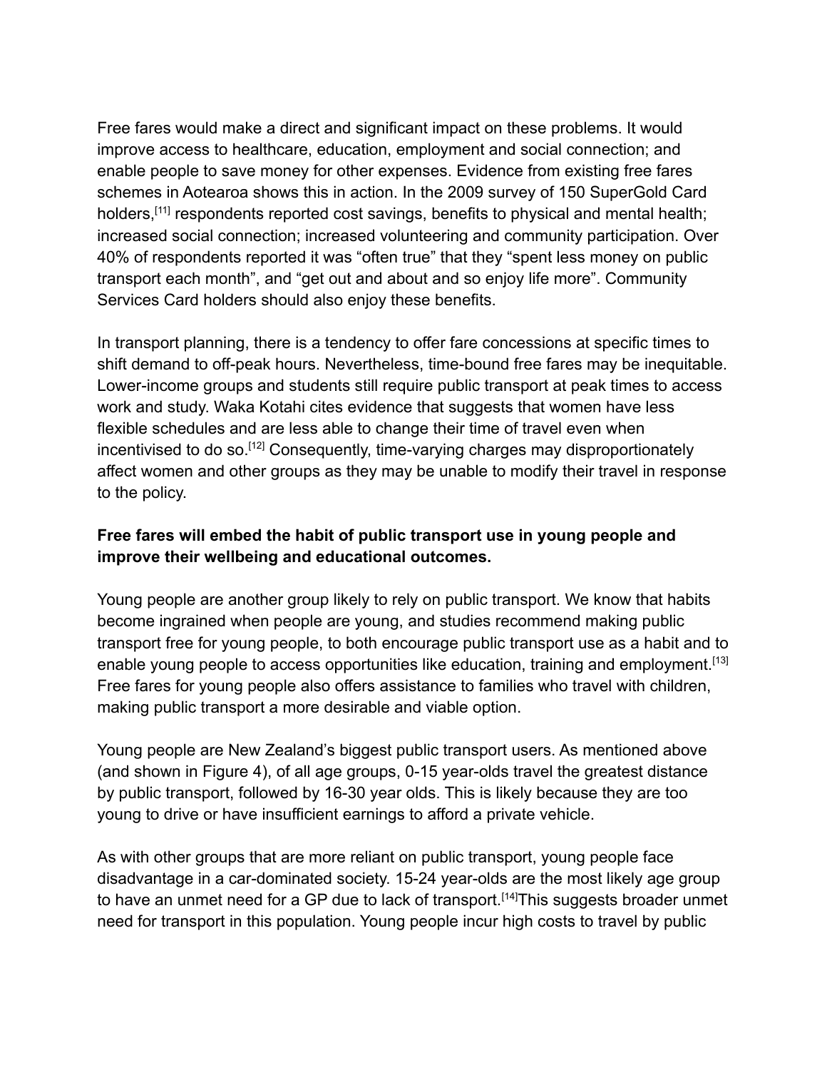Free fares would make a direct and significant impact on these problems. It would improve access to healthcare, education, employment and social connection; and enable people to save money for other expenses. Evidence from existing free fares schemes in Aotearoa shows this in action. In the 2009 survey of 150 SuperGold Card holders,[11] respondents reported cost savings, benefits to physical and mental health; increased social connection; increased volunteering and community participation. Over 40% of respondents reported it was "often true" that they "spent less money on public transport each month", and "get out and about and so enjoy life more". Community Services Card holders should also enjoy these benefits.

In transport planning, there is a tendency to offer fare concessions at specific times to shift demand to off-peak hours. Nevertheless, time-bound free fares may be inequitable. Lower-income groups and students still require public transport at peak times to access work and study. Waka Kotahi cites evidence that suggests that women have less flexible schedules and are less able to change their time of travel even when incentivised to do so.[12] Consequently, time-varying charges may disproportionately affect women and other groups as they may be unable to modify their travel in response to the policy.

**Free fares will embed the habit of public transport use in young people and improve their wellbeing and educational outcomes.**

Young people are another group likely to rely on public transport. We know that habits become ingrained when people are young, and studies recommend making public transport free for young people, to both encourage public transport use as a habit and to enable young people to access opportunities like education, training and employment.[13] Free fares for young people also offers assistance to families who travel with children, making public transport a more desirable and viable option.

Young people are New Zealand's biggest public transport users. As mentioned above (and shown in Figure 4), of all age groups, 0-15 year-olds travel the greatest distance by public transport, followed by 16-30 year olds. This is likely because they are too young to drive or have insufficient earnings to afford a private vehicle.

As with other groups that are more reliant on public transport, young people face disadvantage in a car-dominated society. 15-24 year-olds are the most likely age group to have an unmet need for a GP due to lack of transport.[14]This suggests broader unmet need for transport in this population. Young people incur high costs to travel by public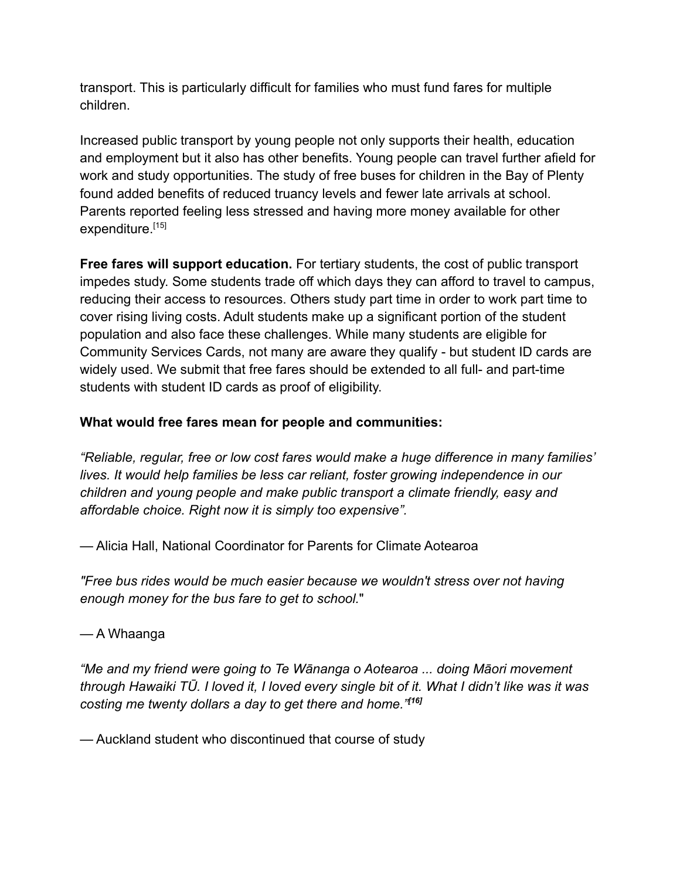transport. This is particularly difficult for families who must fund fares for multiple children.

Increased public transport by young people not only supports their health, education and employment but it also has other benefits. Young people can travel further afield for work and study opportunities. The study of free buses for children in the Bay of Plenty found added benefits of reduced truancy levels and fewer late arrivals at school. Parents reported feeling less stressed and having more money available for other expenditure.[15]

**Free fares will support education.** For tertiary students, the cost of public transport impedes study. Some students trade off which days they can afford to travel to campus, reducing their access to resources. Others study part time in order to work part time to cover rising living costs. Adult students make up a significant portion of the student population and also face these challenges. While many students are eligible for Community Services Cards, not many are aware they qualify - but student ID cards are widely used. We submit that free fares should be extended to all full- and part-time students with student ID cards as proof of eligibility.

**What would free fares mean for people and communities:**

*"Reliable, regular, free or low cost fares would make a huge difference in many families' lives. It would help families be less car reliant, foster growing independence in our children and young people and make public transport a climate friendly, easy and affordable choice. Right now it is simply too expensive".*

— Alicia Hall, National Coordinator for Parents for Climate Aotearoa

*"Free bus rides would be much easier because we wouldn't stress over not having enough money for the bus fare to get to school."*

— A Whaanga

*"Me and my friend were going to Te Wānanga o Aotearoa ... doing Māori movement through Hawaiki TŪ. I loved it, I loved every single bit of it. What I didn't like was it was costing me twenty dollars a day to get there and home."*[16]

— Auckland student who discontinued that course of study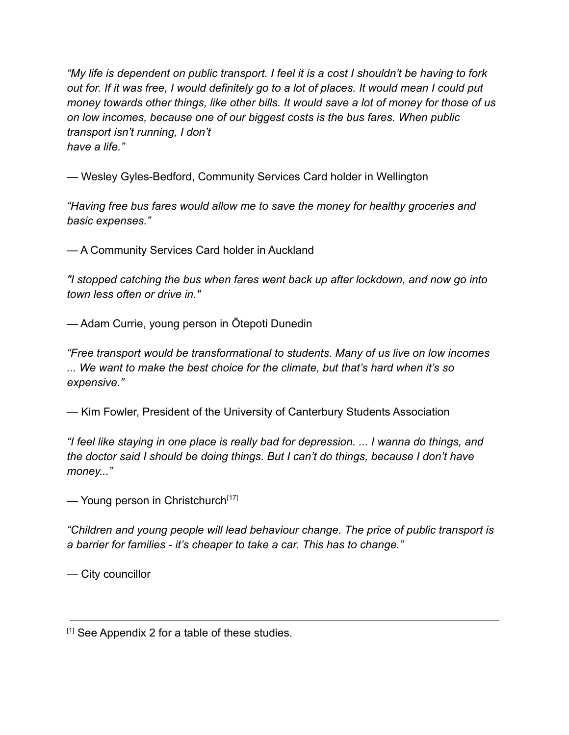*“My life is dependent on public transport. I feel it is a cost I shouldn’t be having to fork out for. If it was free, I would definitely go to a lot of places. It would mean I could put money towards other things, like other bills. It would save a lot of money for those of us on low incomes, because one of our biggest costs is the bus fares. When public transport isn’t running, I don’t have a life.”*

— Wesley Gyles-Bedford, Community Services Card holder in Wellington

*“Having free bus fares would allow me to save the money for healthy groceries and basic expenses.”*

— A Community Services Card holder in Auckland

*"I stopped catching the bus when fares went back up after lockdown, and now go into town less often or drive in."*

— Adam Currie, young person in Ōtepoti Dunedin

*“Free transport would be transformational to students. Many of us live on low incomes ... We want to make the best choice for the climate, but that’s hard when it’s so expensive.”*

— Kim Fowler, President of the University of Canterbury Students Association

*“I feel like staying in one place is really bad for depression. ... I wanna do things, and the doctor said I should be doing things. But I can’t do things, because I don’t have money...”*

— Young person in Christchurch[17]

*“Children and young people will lead behaviour change. The price of public transport is a barrier for families - it’s cheaper to take a car. This has to change.”*

— City councillor

---

[1] See Appendix 2 for a table of these studies.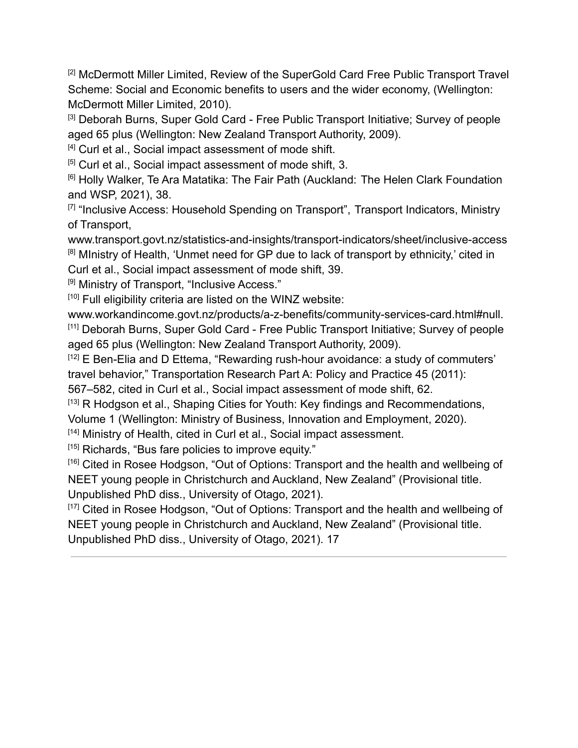[2] McDermott Miller Limited, Review of the SuperGold Card Free Public Transport Travel Scheme: Social and Economic benefits to users and the wider economy, (Wellington: McDermott Miller Limited, 2010).

[3] Deborah Burns, Super Gold Card - Free Public Transport Initiative; Survey of people aged 65 plus (Wellington: New Zealand Transport Authority, 2009).

[4] Curl et al., Social impact assessment of mode shift.

[5] Curl et al., Social impact assessment of mode shift, 3.

[6] Holly Walker, Te Ara Matatika: The Fair Path (Auckland: The Helen Clark Foundation and WSP, 2021), 38.

[7] "Inclusive Access: Household Spending on Transport", Transport Indicators, Ministry of Transport, www.transport.govt.nz/statistics-and-insights/transport-indicators/sheet/inclusive-access

[8] MInistry of Health, 'Unmet need for GP due to lack of transport by ethnicity,' cited in Curl et al., Social impact assessment of mode shift, 39.

[9] Ministry of Transport, "Inclusive Access."

[10] Full eligibility criteria are listed on the WINZ website: www.workandincome.govt.nz/products/a-z-benefits/community-services-card.html#null.

[11] Deborah Burns, Super Gold Card - Free Public Transport Initiative; Survey of people aged 65 plus (Wellington: New Zealand Transport Authority, 2009).

[12] E Ben-Elia and D Ettema, "Rewarding rush-hour avoidance: a study of commuters' travel behavior," Transportation Research Part A: Policy and Practice 45 (2011): 567–582, cited in Curl et al., Social impact assessment of mode shift, 62.

[13] R Hodgson et al., Shaping Cities for Youth: Key findings and Recommendations, Volume 1 (Wellington: Ministry of Business, Innovation and Employment, 2020).

[14] Ministry of Health, cited in Curl et al., Social impact assessment.

[15] Richards, "Bus fare policies to improve equity."

[16] Cited in Rosee Hodgson, "Out of Options: Transport and the health and wellbeing of NEET young people in Christchurch and Auckland, New Zealand" (Provisional title. Unpublished PhD diss., University of Otago, 2021).

[17] Cited in Rosee Hodgson, "Out of Options: Transport and the health and wellbeing of NEET young people in Christchurch and Auckland, New Zealand" (Provisional title. Unpublished PhD diss., University of Otago, 2021). 17